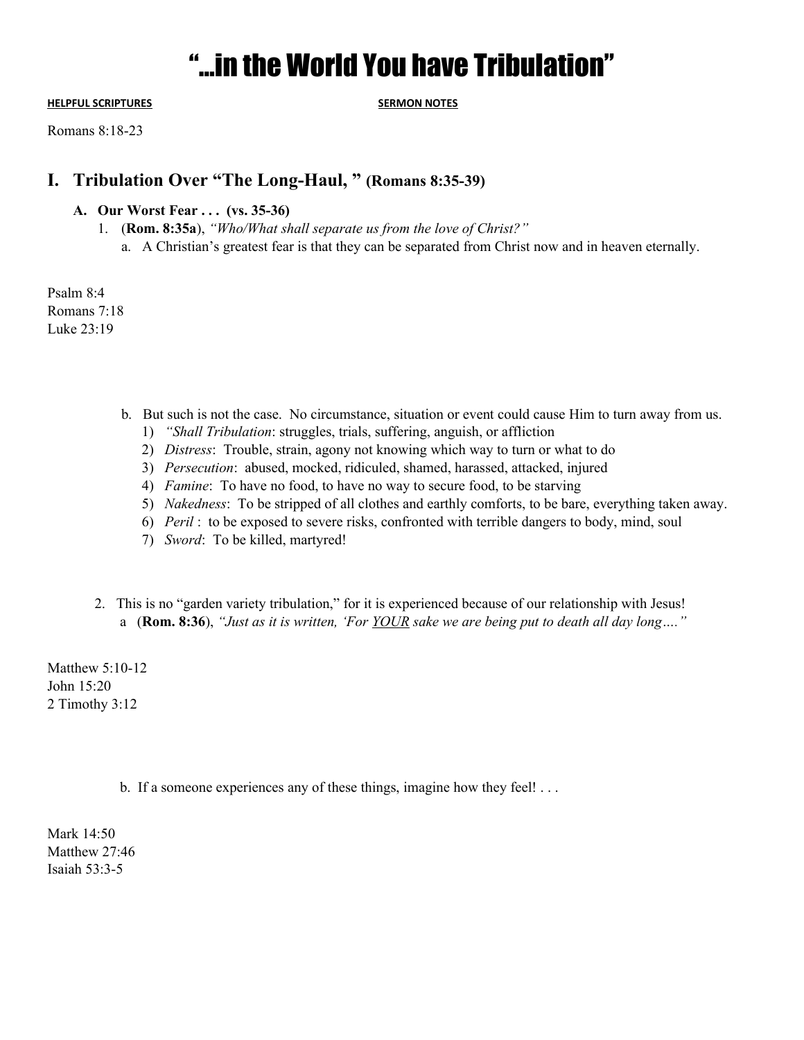# “…in the World You have Tribulation”

**HELPFUL SCRIPTURES** **SERMON NOTES**

Romans 8:18-23

## I. Tribulation Over “The Long-Haul, ” (Romans 8:35-39)

### A. Our Worst Fear . . . (vs. 35-36)

1. (**Rom. 8:35a**), *“Who/What shall separate us from the love of Christ?”*
   a. A Christian’s greatest fear is that they can be separated from Christ now and in heaven eternally.

Psalm 8:4
Romans 7:18
Luke 23:19

   b. But such is not the case. No circumstance, situation or event could cause Him to turn away from us.
      1) *“Shall Tribulation*: struggles, trials, suffering, anguish, or affliction
      2) *Distress*: Trouble, strain, agony not knowing which way to turn or what to do
      3) *Persecution*: abused, mocked, ridiculed, shamed, harassed, attacked, injured
      4) *Famine*: To have no food, to have no way to secure food, to be starving
      5) *Nakedness*: To be stripped of all clothes and earthly comforts, to be bare, everything taken away.
      6) *Peril* : to be exposed to severe risks, confronted with terrible dangers to body, mind, soul
      7) *Sword*: To be killed, martyred!

2. This is no “garden variety tribulation,” for it is experienced because of our relationship with Jesus!
   a (**Rom. 8:36**), *“Just as it is written, ‘For YOUR sake we are being put to death all day long….”*

Matthew 5:10-12
John 15:20
2 Timothy 3:12

   b. If a someone experiences any of these things, imagine how they feel! . . .

Mark 14:50
Matthew 27:46
Isaiah 53:3-5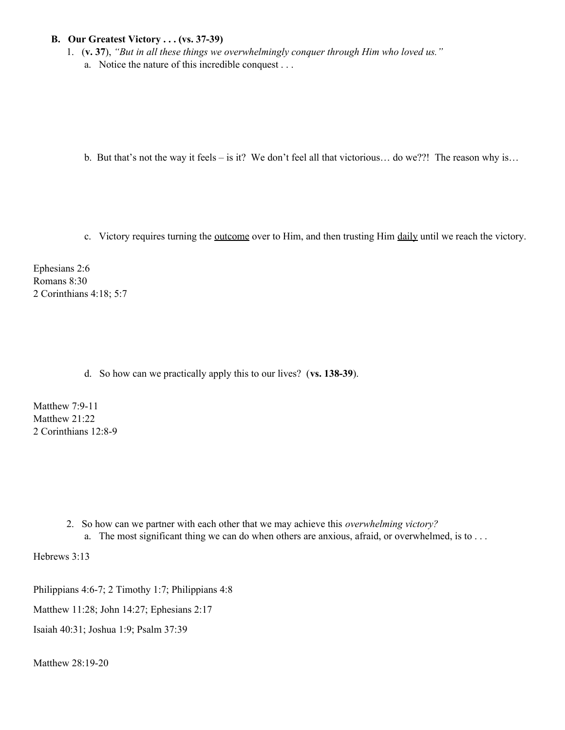**B. Our Greatest Victory . . . (vs. 37-39)**

1. (**v. 37**), *"But in all these things we overwhelmingly conquer through Him who loved us."*
    a. Notice the nature of this incredible conquest . . .

    b. But that's not the way it feels – is it? We don't feel all that victorious… do we??! The reason why is…

    c. Victory requires turning the <u>outcome</u> over to Him, and then trusting Him <u>daily</u> until we reach the victory.

Ephesians 2:6
Romans 8:30
2 Corinthians 4:18; 5:7

    d. So how can we practically apply this to our lives? (**vs. 138-39**).

Matthew 7:9-11
Matthew 21:22
2 Corinthians 12:8-9

2. So how can we partner with each other that we may achieve this *overwhelming victory?*
    a. The most significant thing we can do when others are anxious, afraid, or overwhelmed, is to . . .

Hebrews 3:13

Philippians 4:6-7; 2 Timothy 1:7; Philippians 4:8

Matthew 11:28; John 14:27; Ephesians 2:17

Isaiah 40:31; Joshua 1:9; Psalm 37:39

Matthew 28:19-20